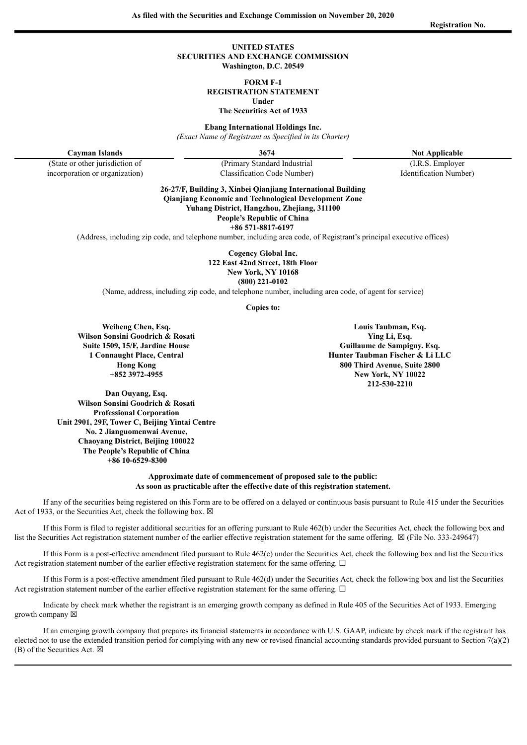As filed with the Securities and Exchange Commission on November 20, 2020

Registration No.

**UNITED STATES**
**SECURITIES AND EXCHANGE COMMISSION**
**Washington, D.C. 20549**

**FORM F-1**
**REGISTRATION STATEMENT**
**Under**
**The Securities Act of 1933**

**Ebang International Holdings Inc.**
*(Exact Name of Registrant as Specified in its Charter)*

| **Cayman Islands** | **3674** | **Not Applicable** |
|---|---|---|
| (State or other jurisdiction of incorporation or organization) | (Primary Standard Industrial Classification Code Number) | (I.R.S. Employer Identification Number) |

**26-27/F, Building 3, Xinbei Qianjiang International Building**
**Qianjiang Economic and Technological Development Zone**
**Yuhang District, Hangzhou, Zhejiang, 311100**
**People's Republic of China**
**+86 571-8817-6197**
(Address, including zip code, and telephone number, including area code, of Registrant's principal executive offices)

**Cogency Global Inc.**
**122 East 42nd Street, 18th Floor**
**New York, NY 10168**
**(800) 221-0102**
(Name, address, including zip code, and telephone number, including area code, of agent for service)

**Copies to:**

**Weiheng Chen, Esq.**
**Wilson Sonsini Goodrich & Rosati**
**Suite 1509, 15/F, Jardine House**
**1 Connaught Place, Central**
**Hong Kong**
**+852 3972-4955**

**Dan Ouyang, Esq.**
**Wilson Sonsini Goodrich & Rosati**
**Professional Corporation**
**Unit 2901, 29F, Tower C, Beijing Yintai Centre**
**No. 2 Jianguomenwai Avenue,**
**Chaoyang District, Beijing 100022**
**The People's Republic of China**
**+86 10-6529-8300**

**Louis Taubman, Esq.**
**Ying Li, Esq.**
**Guillaume de Sampigny. Esq.**
**Hunter Taubman Fischer & Li LLC**
**800 Third Avenue, Suite 2800**
**New York, NY 10022**
**212-530-2210**

**Approximate date of commencement of proposed sale to the public:**
**As soon as practicable after the effective date of this registration statement.**

If any of the securities being registered on this Form are to be offered on a delayed or continuous basis pursuant to Rule 415 under the Securities Act of 1933, or the Securities Act, check the following box. ☒

If this Form is filed to register additional securities for an offering pursuant to Rule 462(b) under the Securities Act, check the following box and list the Securities Act registration statement number of the earlier effective registration statement for the same offering. ☒ (File No. 333-249647)

If this Form is a post-effective amendment filed pursuant to Rule 462(c) under the Securities Act, check the following box and list the Securities Act registration statement number of the earlier effective registration statement for the same offering. ☐

If this Form is a post-effective amendment filed pursuant to Rule 462(d) under the Securities Act, check the following box and list the Securities Act registration statement number of the earlier effective registration statement for the same offering. ☐

Indicate by check mark whether the registrant is an emerging growth company as defined in Rule 405 of the Securities Act of 1933. Emerging growth company ☒

If an emerging growth company that prepares its financial statements in accordance with U.S. GAAP, indicate by check mark if the registrant has elected not to use the extended transition period for complying with any new or revised financial accounting standards provided pursuant to Section 7(a)(2)(B) of the Securities Act. ☒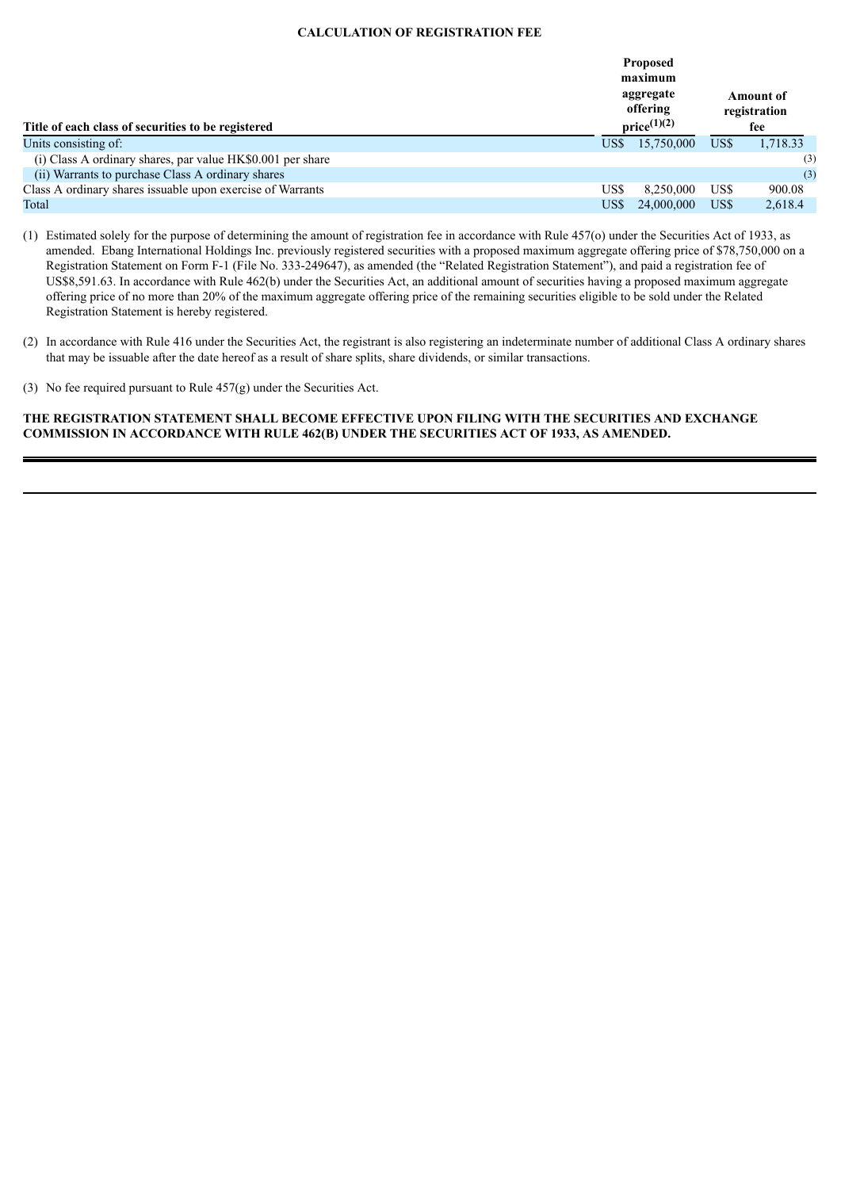**CALCULATION OF REGISTRATION FEE**

| Title of each class of securities to be registered | Proposed maximum aggregate offering price(1)(2) | Amount of registration fee |
| --- | --- | --- |
| Units consisting of: | US$ 15,750,000 | US$ 1,718.33 |
| (i) Class A ordinary shares, par value HK$0.001 per share | | (3) |
| (ii) Warrants to purchase Class A ordinary shares | | (3) |
| Class A ordinary shares issuable upon exercise of Warrants | US$ 8,250,000 | US$ 900.08 |
| Total | US$ 24,000,000 | US$ 2,618.4 |

(1) Estimated solely for the purpose of determining the amount of registration fee in accordance with Rule 457(o) under the Securities Act of 1933, as amended. Ebang International Holdings Inc. previously registered securities with a proposed maximum aggregate offering price of $78,750,000 on a Registration Statement on Form F-1 (File No. 333-249647), as amended (the "Related Registration Statement"), and paid a registration fee of US$8,591.63. In accordance with Rule 462(b) under the Securities Act, an additional amount of securities having a proposed maximum aggregate offering price of no more than 20% of the maximum aggregate offering price of the remaining securities eligible to be sold under the Related Registration Statement is hereby registered.

(2) In accordance with Rule 416 under the Securities Act, the registrant is also registering an indeterminate number of additional Class A ordinary shares that may be issuable after the date hereof as a result of share splits, share dividends, or similar transactions.

(3) No fee required pursuant to Rule 457(g) under the Securities Act.

**THE REGISTRATION STATEMENT SHALL BECOME EFFECTIVE UPON FILING WITH THE SECURITIES AND EXCHANGE COMMISSION IN ACCORDANCE WITH RULE 462(B) UNDER THE SECURITIES ACT OF 1933, AS AMENDED.**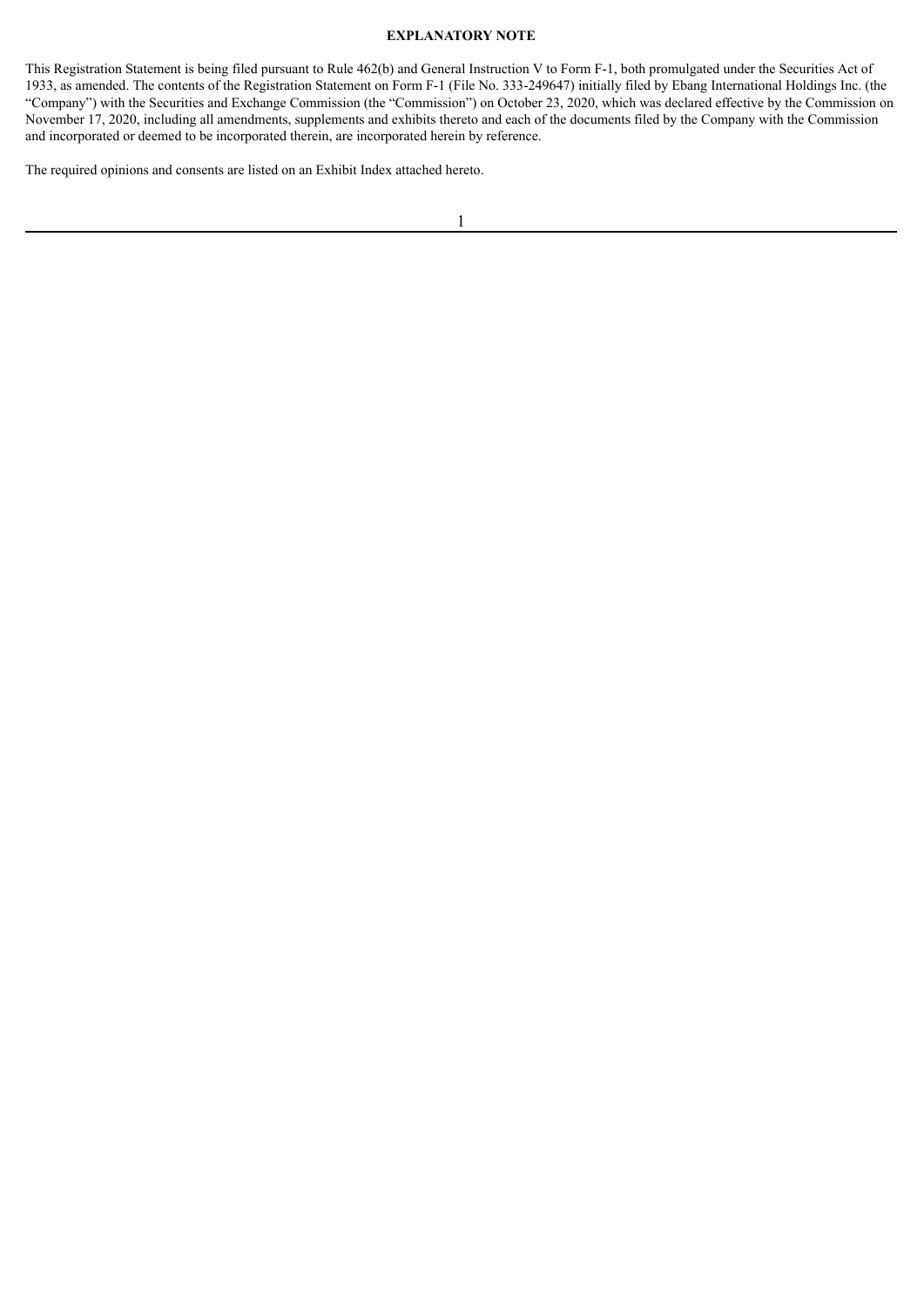## EXPLANATORY NOTE

This Registration Statement is being filed pursuant to Rule 462(b) and General Instruction V to Form F-1, both promulgated under the Securities Act of 1933, as amended. The contents of the Registration Statement on Form F-1 (File No. 333-249647) initially filed by Ebang International Holdings Inc. (the "Company") with the Securities and Exchange Commission (the "Commission") on October 23, 2020, which was declared effective by the Commission on November 17, 2020, including all amendments, supplements and exhibits thereto and each of the documents filed by the Company with the Commission and incorporated or deemed to be incorporated therein, are incorporated herein by reference.

The required opinions and consents are listed on an Exhibit Index attached hereto.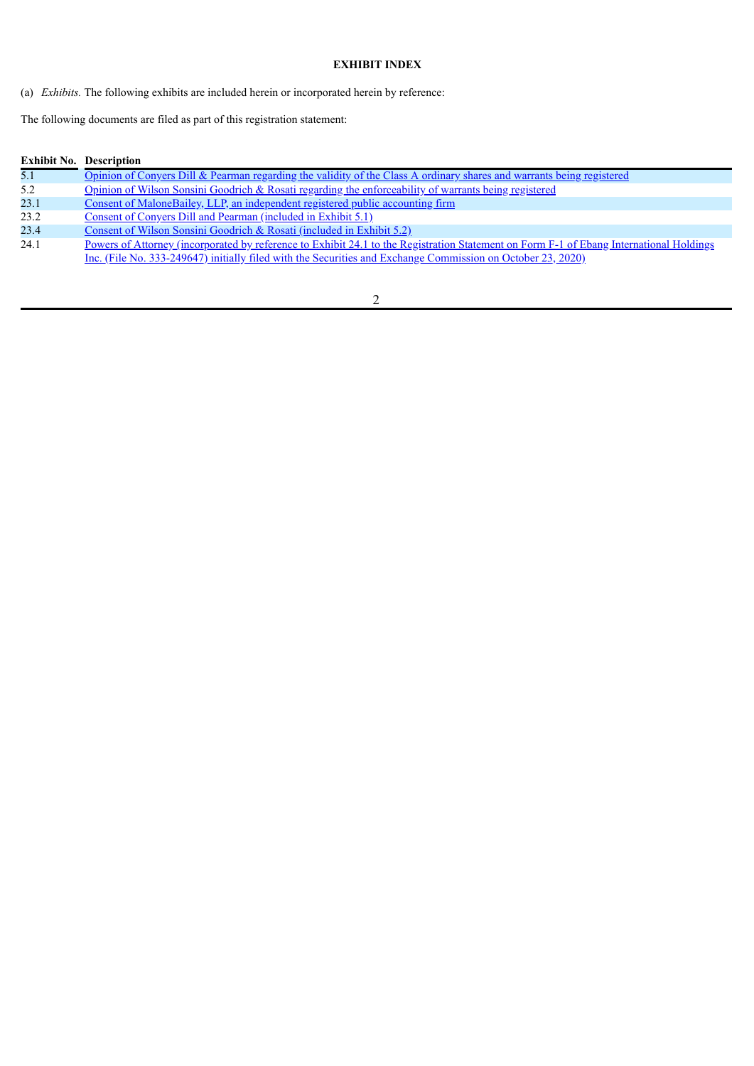**EXHIBIT INDEX**

(a) *Exhibits.* The following exhibits are included herein or incorporated herein by reference:

The following documents are filed as part of this registration statement:

| Exhibit No. | Description |
|---|---|
| 5.1 | Opinion of Conyers Dill & Pearman regarding the validity of the Class A ordinary shares and warrants being registered |
| 5.2 | Opinion of Wilson Sonsini Goodrich & Rosati regarding the enforceability of warrants being registered |
| 23.1 | Consent of MaloneBailey, LLP, an independent registered public accounting firm |
| 23.2 | Consent of Conyers Dill and Pearman (included in Exhibit 5.1) |
| 23.4 | Consent of Wilson Sonsini Goodrich & Rosati (included in Exhibit 5.2) |
| 24.1 | Powers of Attorney (incorporated by reference to Exhibit 24.1 to the Registration Statement on Form F-1 of Ebang International Holdings Inc. (File No. 333-249647) initially filed with the Securities and Exchange Commission on October 23, 2020) |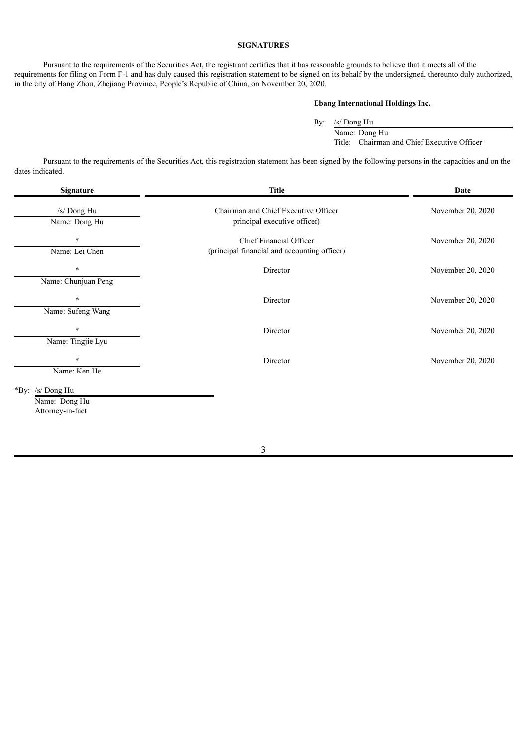**SIGNATURES**

Pursuant to the requirements of the Securities Act, the registrant certifies that it has reasonable grounds to believe that it meets all of the requirements for filing on Form F-1 and has duly caused this registration statement to be signed on its behalf by the undersigned, thereunto duly authorized, in the city of Hang Zhou, Zhejiang Province, People's Republic of China, on November 20, 2020.

**Ebang International Holdings Inc.**

By: /s/ Dong Hu
Name: Dong Hu
Title: Chairman and Chief Executive Officer

Pursuant to the requirements of the Securities Act, this registration statement has been signed by the following persons in the capacities and on the dates indicated.

| Signature | Title | Date |
|---|---|---|
| /s/ Dong Hu<br>Name: Dong Hu | Chairman and Chief Executive Officer<br>principal executive officer) | November 20, 2020 |
| *<br>Name: Lei Chen | Chief Financial Officer<br>(principal financial and accounting officer) | November 20, 2020 |
| *<br>Name: Chunjuan Peng | Director | November 20, 2020 |
| *<br>Name: Sufeng Wang | Director | November 20, 2020 |
| *<br>Name: Tingjie Lyu | Director | November 20, 2020 |
| *<br>Name: Ken He | Director | November 20, 2020 |

*By: /s/ Dong Hu
Name: Dong Hu
Attorney-in-fact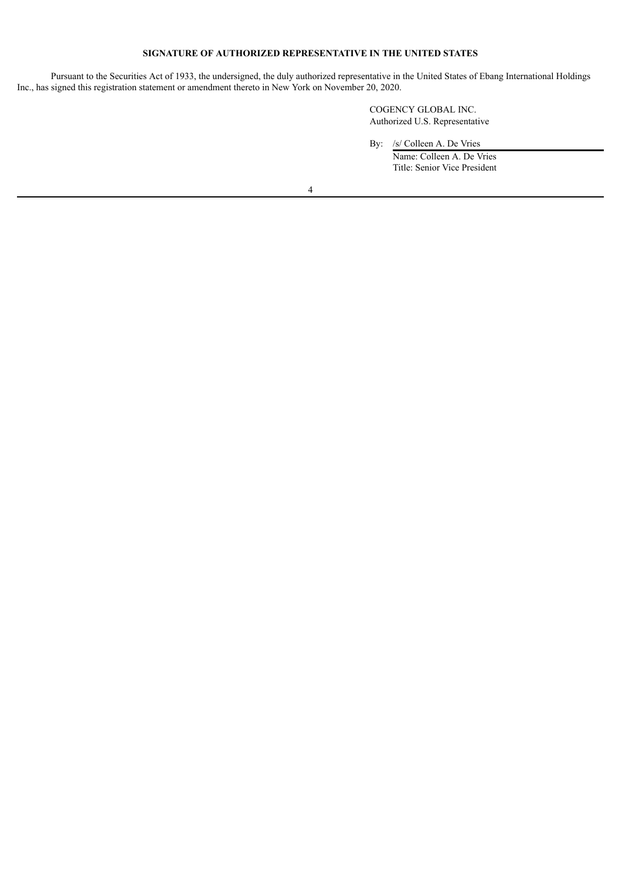**SIGNATURE OF AUTHORIZED REPRESENTATIVE IN THE UNITED STATES**

Pursuant to the Securities Act of 1933, the undersigned, the duly authorized representative in the United States of Ebang International Holdings Inc., has signed this registration statement or amendment thereto in New York on November 20, 2020.

COGENCY GLOBAL INC.
Authorized U.S. Representative

By: /s/ Colleen A. De Vries
Name: Colleen A. De Vries
Title: Senior Vice President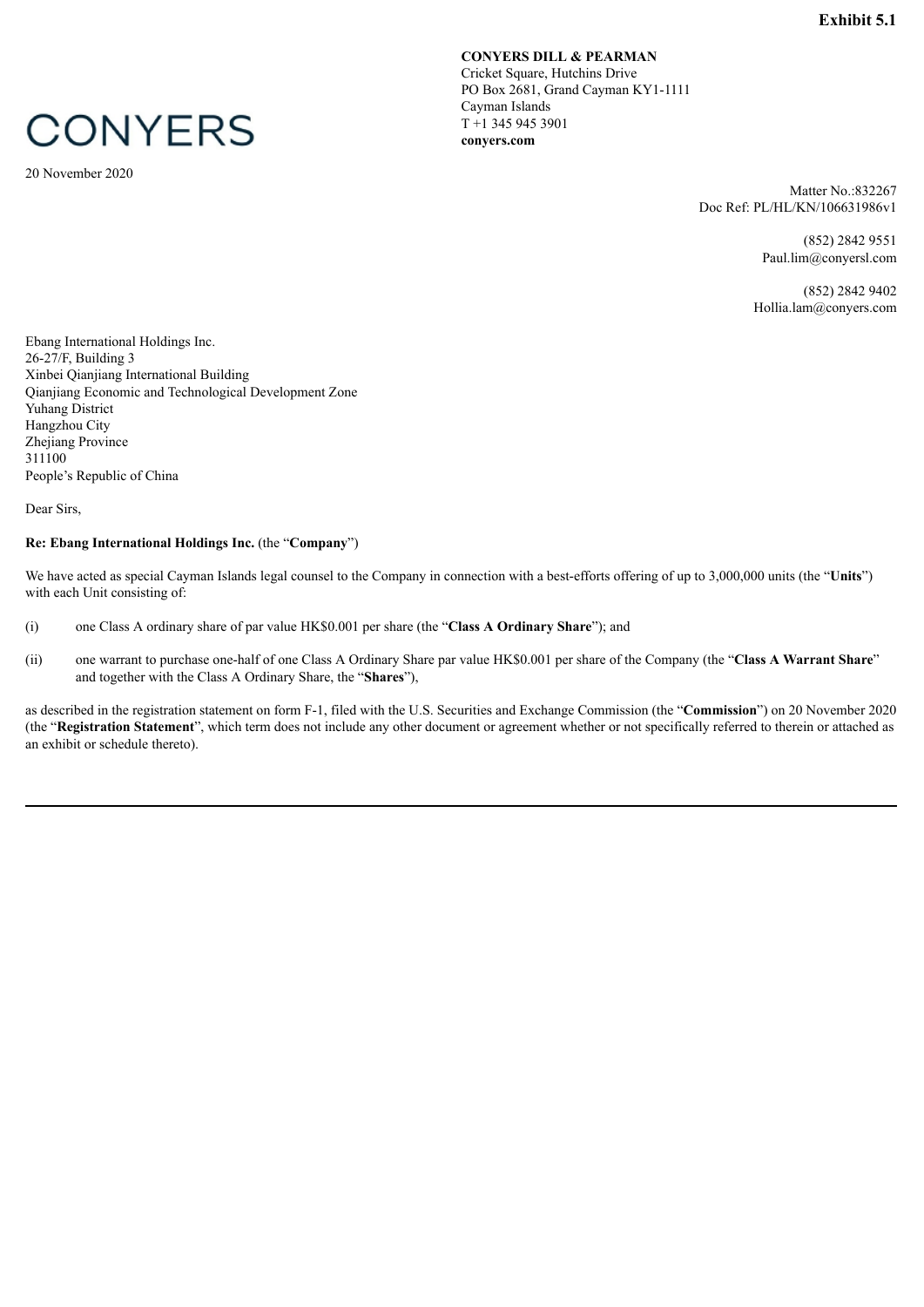**Exhibit 5.1**

CONYERS

**CONYERS DILL & PEARMAN**
Cricket Square, Hutchins Drive
PO Box 2681, Grand Cayman KY1-1111
Cayman Islands
T +1 345 945 3901
**conyers.com**

20 November 2020

Matter No.:832267
Doc Ref: PL/HL/KN/106631986v1

(852) 2842 9551
Paul.lim@conyersl.com

(852) 2842 9402
Hollia.lam@conyers.com

Ebang International Holdings Inc.
26-27/F, Building 3
Xinbei Qianjiang International Building
Qianjiang Economic and Technological Development Zone
Yuhang District
Hangzhou City
Zhejiang Province
311100
People's Republic of China

Dear Sirs,

**Re: Ebang International Holdings Inc.** (the "**Company**")

We have acted as special Cayman Islands legal counsel to the Company in connection with a best-efforts offering of up to 3,000,000 units (the "**Units**") with each Unit consisting of:

(i) one Class A ordinary share of par value HK$0.001 per share (the "**Class A Ordinary Share**"); and

(ii) one warrant to purchase one-half of one Class A Ordinary Share par value HK$0.001 per share of the Company (the "**Class A Warrant Share**" and together with the Class A Ordinary Share, the "**Shares**"),

as described in the registration statement on form F-1, filed with the U.S. Securities and Exchange Commission (the "**Commission**") on 20 November 2020 (the "**Registration Statement**", which term does not include any other document or agreement whether or not specifically referred to therein or attached as an exhibit or schedule thereto).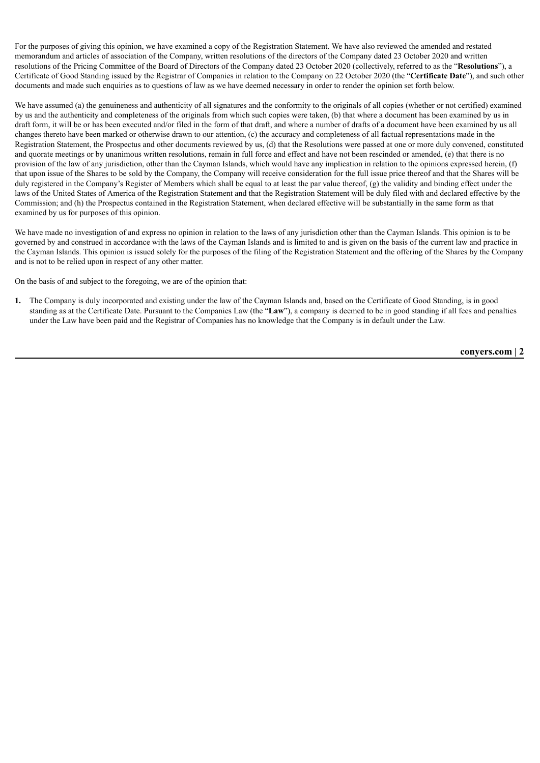For the purposes of giving this opinion, we have examined a copy of the Registration Statement. We have also reviewed the amended and restated memorandum and articles of association of the Company, written resolutions of the directors of the Company dated 23 October 2020 and written resolutions of the Pricing Committee of the Board of Directors of the Company dated 23 October 2020 (collectively, referred to as the "**Resolutions**"), a Certificate of Good Standing issued by the Registrar of Companies in relation to the Company on 22 October 2020 (the "**Certificate Date**"), and such other documents and made such enquiries as to questions of law as we have deemed necessary in order to render the opinion set forth below.

We have assumed (a) the genuineness and authenticity of all signatures and the conformity to the originals of all copies (whether or not certified) examined by us and the authenticity and completeness of the originals from which such copies were taken, (b) that where a document has been examined by us in draft form, it will be or has been executed and/or filed in the form of that draft, and where a number of drafts of a document have been examined by us all changes thereto have been marked or otherwise drawn to our attention, (c) the accuracy and completeness of all factual representations made in the Registration Statement, the Prospectus and other documents reviewed by us, (d) that the Resolutions were passed at one or more duly convened, constituted and quorate meetings or by unanimous written resolutions, remain in full force and effect and have not been rescinded or amended, (e) that there is no provision of the law of any jurisdiction, other than the Cayman Islands, which would have any implication in relation to the opinions expressed herein, (f) that upon issue of the Shares to be sold by the Company, the Company will receive consideration for the full issue price thereof and that the Shares will be duly registered in the Company's Register of Members which shall be equal to at least the par value thereof, (g) the validity and binding effect under the laws of the United States of America of the Registration Statement and that the Registration Statement will be duly filed with and declared effective by the Commission; and (h) the Prospectus contained in the Registration Statement, when declared effective will be substantially in the same form as that examined by us for purposes of this opinion.

We have made no investigation of and express no opinion in relation to the laws of any jurisdiction other than the Cayman Islands. This opinion is to be governed by and construed in accordance with the laws of the Cayman Islands and is limited to and is given on the basis of the current law and practice in the Cayman Islands. This opinion is issued solely for the purposes of the filing of the Registration Statement and the offering of the Shares by the Company and is not to be relied upon in respect of any other matter.

On the basis of and subject to the foregoing, we are of the opinion that:

**1.** The Company is duly incorporated and existing under the law of the Cayman Islands and, based on the Certificate of Good Standing, is in good standing as at the Certificate Date. Pursuant to the Companies Law (the "**Law**"), a company is deemed to be in good standing if all fees and penalties under the Law have been paid and the Registrar of Companies has no knowledge that the Company is in default under the Law.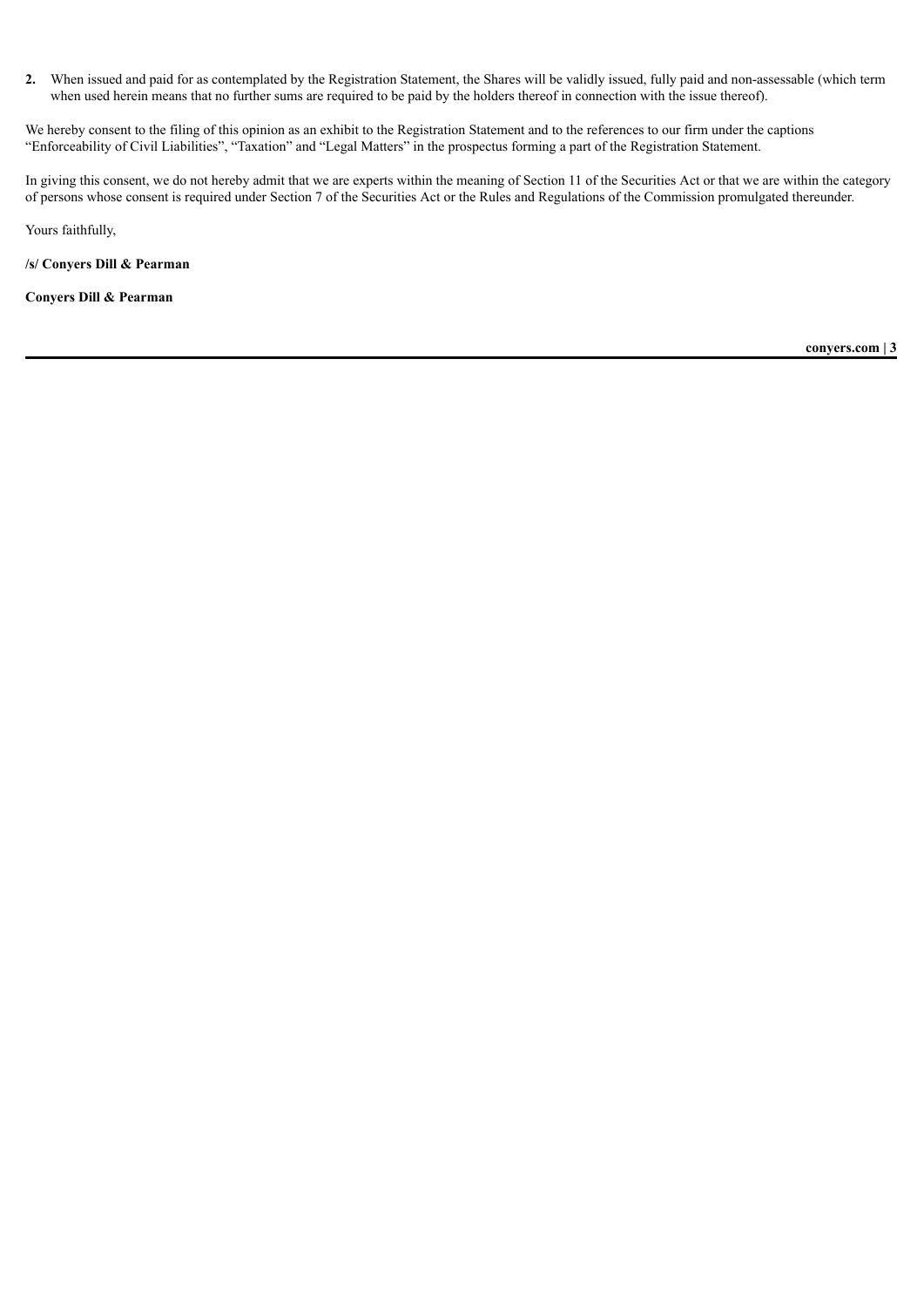2. When issued and paid for as contemplated by the Registration Statement, the Shares will be validly issued, fully paid and non-assessable (which term when used herein means that no further sums are required to be paid by the holders thereof in connection with the issue thereof).

We hereby consent to the filing of this opinion as an exhibit to the Registration Statement and to the references to our firm under the captions "Enforceability of Civil Liabilities", "Taxation" and "Legal Matters" in the prospectus forming a part of the Registration Statement.

In giving this consent, we do not hereby admit that we are experts within the meaning of Section 11 of the Securities Act or that we are within the category of persons whose consent is required under Section 7 of the Securities Act or the Rules and Regulations of the Commission promulgated thereunder.

Yours faithfully,

**/s/ Conyers Dill & Pearman**

**Conyers Dill & Pearman**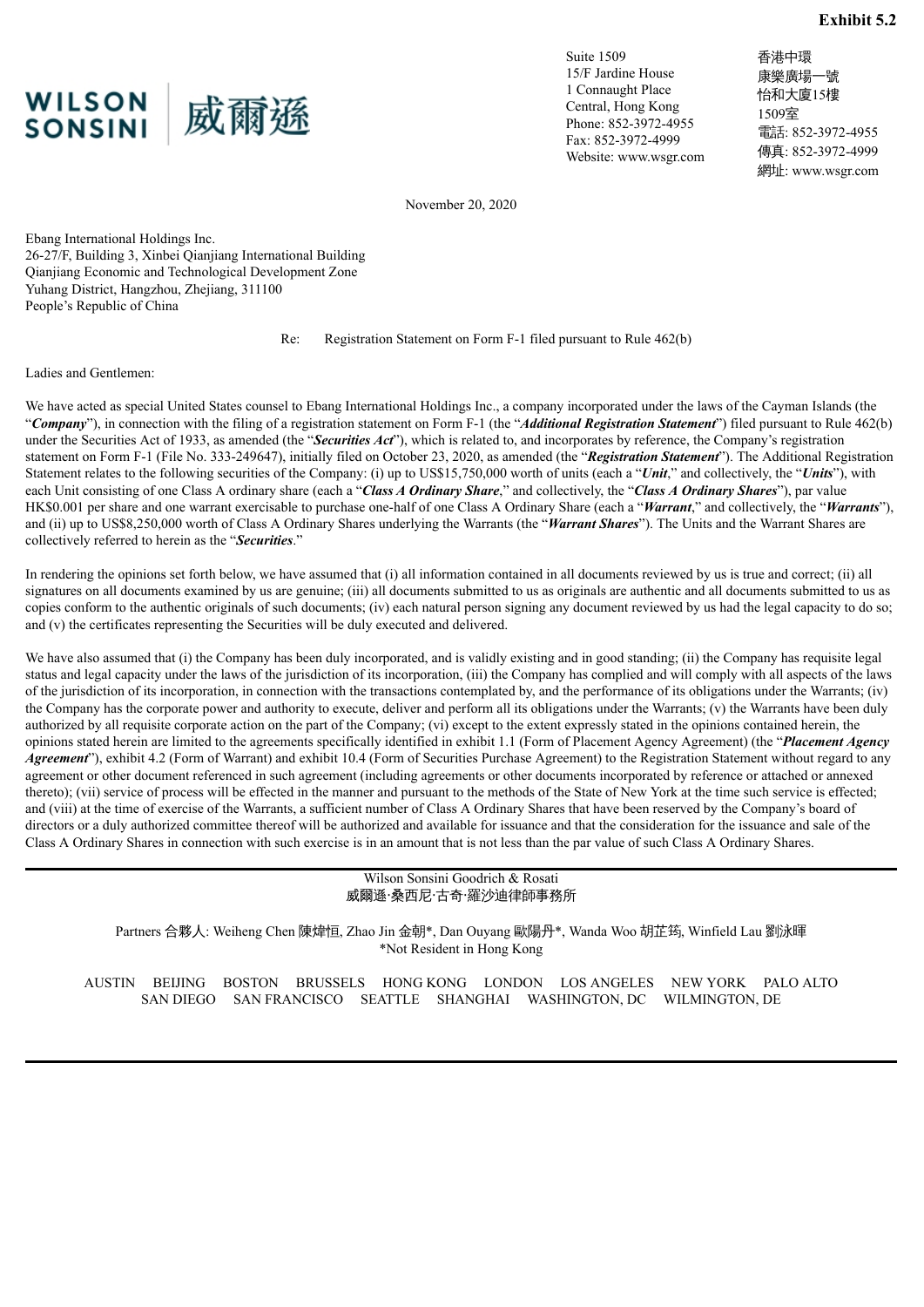**Exhibit 5.2**

WILSON SONSINI 威爾遜

Suite 1509
15/F Jardine House
1 Connaught Place
Central, Hong Kong
Phone: 852-3972-4955
Fax: 852-3972-4999
Website: www.wsgr.com

香港中環
康樂廣場一號
怡和大廈15樓
1509室
電話: 852-3972-4955
傳真: 852-3972-4999
網址: www.wsgr.com

November 20, 2020

Ebang International Holdings Inc.
26-27/F, Building 3, Xinbei Qianjiang International Building
Qianjiang Economic and Technological Development Zone
Yuhang District, Hangzhou, Zhejiang, 311100
People's Republic of China

Re: Registration Statement on Form F-1 filed pursuant to Rule 462(b)

Ladies and Gentlemen:

We have acted as special United States counsel to Ebang International Holdings Inc., a company incorporated under the laws of the Cayman Islands (the "***Company***"), in connection with the filing of a registration statement on Form F-1 (the "***Additional Registration Statement***") filed pursuant to Rule 462(b) under the Securities Act of 1933, as amended (the "***Securities Act***"), which is related to, and incorporates by reference, the Company's registration statement on Form F-1 (File No. 333-249647), initially filed on October 23, 2020, as amended (the "***Registration Statement***"). The Additional Registration Statement relates to the following securities of the Company: (i) up to US$15,750,000 worth of units (each a "***Unit***," and collectively, the "***Units***"), with each Unit consisting of one Class A ordinary share (each a "***Class A Ordinary Share***," and collectively, the "***Class A Ordinary Shares***"), par value HK$0.001 per share and one warrant exercisable to purchase one-half of one Class A Ordinary Share (each a "***Warrant***," and collectively, the "***Warrants***"), and (ii) up to US$8,250,000 worth of Class A Ordinary Shares underlying the Warrants (the "***Warrant Shares***"). The Units and the Warrant Shares are collectively referred to herein as the "***Securities***."

In rendering the opinions set forth below, we have assumed that (i) all information contained in all documents reviewed by us is true and correct; (ii) all signatures on all documents examined by us are genuine; (iii) all documents submitted to us as originals are authentic and all documents submitted to us as copies conform to the authentic originals of such documents; (iv) each natural person signing any document reviewed by us had the legal capacity to do so; and (v) the certificates representing the Securities will be duly executed and delivered.

We have also assumed that (i) the Company has been duly incorporated, and is validly existing and in good standing; (ii) the Company has requisite legal status and legal capacity under the laws of the jurisdiction of its incorporation, (iii) the Company has complied and will comply with all aspects of the laws of the jurisdiction of its incorporation, in connection with the transactions contemplated by, and the performance of its obligations under the Warrants; (iv) the Company has the corporate power and authority to execute, deliver and perform all its obligations under the Warrants; (v) the Warrants have been duly authorized by all requisite corporate action on the part of the Company; (vi) except to the extent expressly stated in the opinions contained herein, the opinions stated herein are limited to the agreements specifically identified in exhibit 1.1 (Form of Placement Agency Agreement) (the "***Placement Agency Agreement***"), exhibit 4.2 (Form of Warrant) and exhibit 10.4 (Form of Securities Purchase Agreement) to the Registration Statement without regard to any agreement or other document referenced in such agreement (including agreements or other documents incorporated by reference or attached or annexed thereto); (vii) service of process will be effected in the manner and pursuant to the methods of the State of New York at the time such service is effected; and (viii) at the time of exercise of the Warrants, a sufficient number of Class A Ordinary Shares that have been reserved by the Company's board of directors or a duly authorized committee thereof will be authorized and available for issuance and that the consideration for the issuance and sale of the Class A Ordinary Shares in connection with such exercise is in an amount that is not less than the par value of such Class A Ordinary Shares.

Wilson Sonsini Goodrich & Rosati
威爾遜·桑西尼·古奇·羅沙迪律師事務所

Partners 合夥人: Weiheng Chen 陳煒恒, Zhao Jin 金朝*, Dan Ouyang 歐陽丹*, Wanda Woo 胡芷筠, Winfield Lau 劉泳暉
*Not Resident in Hong Kong

AUSTIN BEIJING BOSTON BRUSSELS HONG KONG LONDON LOS ANGELES NEW YORK PALO ALTO SAN DIEGO SAN FRANCISCO SEATTLE SHANGHAI WASHINGTON, DC WILMINGTON, DE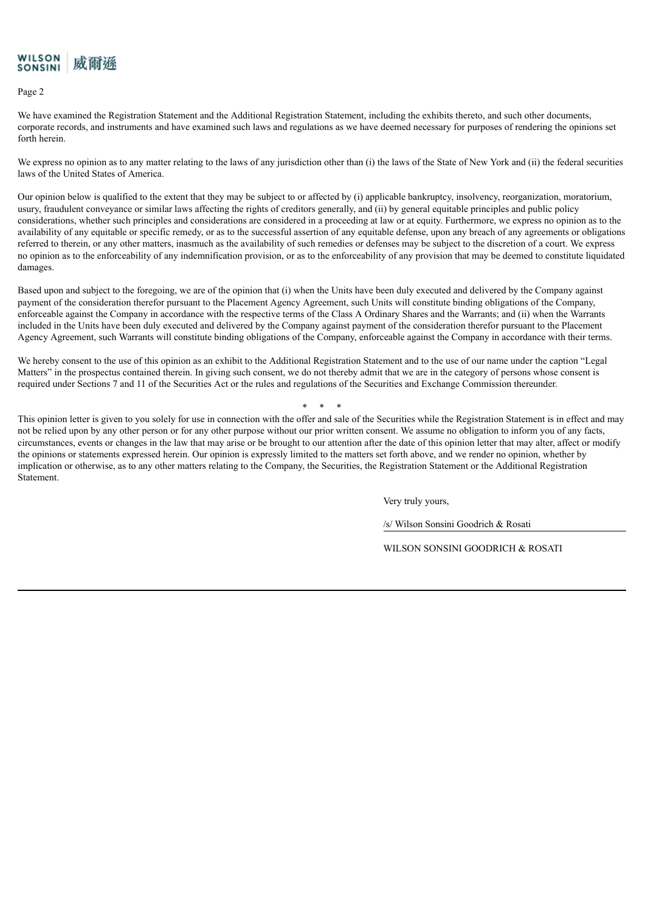We have examined the Registration Statement and the Additional Registration Statement, including the exhibits thereto, and such other documents, corporate records, and instruments and have examined such laws and regulations as we have deemed necessary for purposes of rendering the opinions set forth herein.

We express no opinion as to any matter relating to the laws of any jurisdiction other than (i) the laws of the State of New York and (ii) the federal securities laws of the United States of America.

Our opinion below is qualified to the extent that they may be subject to or affected by (i) applicable bankruptcy, insolvency, reorganization, moratorium, usury, fraudulent conveyance or similar laws affecting the rights of creditors generally, and (ii) by general equitable principles and public policy considerations, whether such principles and considerations are considered in a proceeding at law or at equity. Furthermore, we express no opinion as to the availability of any equitable or specific remedy, or as to the successful assertion of any equitable defense, upon any breach of any agreements or obligations referred to therein, or any other matters, inasmuch as the availability of such remedies or defenses may be subject to the discretion of a court. We express no opinion as to the enforceability of any indemnification provision, or as to the enforceability of any provision that may be deemed to constitute liquidated damages.

Based upon and subject to the foregoing, we are of the opinion that (i) when the Units have been duly executed and delivered by the Company against payment of the consideration therefor pursuant to the Placement Agency Agreement, such Units will constitute binding obligations of the Company, enforceable against the Company in accordance with the respective terms of the Class A Ordinary Shares and the Warrants; and (ii) when the Warrants included in the Units have been duly executed and delivered by the Company against payment of the consideration therefor pursuant to the Placement Agency Agreement, such Warrants will constitute binding obligations of the Company, enforceable against the Company in accordance with their terms.

We hereby consent to the use of this opinion as an exhibit to the Additional Registration Statement and to the use of our name under the caption "Legal Matters" in the prospectus contained therein. In giving such consent, we do not thereby admit that we are in the category of persons whose consent is required under Sections 7 and 11 of the Securities Act or the rules and regulations of the Securities and Exchange Commission thereunder.

\* \* \*

This opinion letter is given to you solely for use in connection with the offer and sale of the Securities while the Registration Statement is in effect and may not be relied upon by any other person or for any other purpose without our prior written consent. We assume no obligation to inform you of any facts, circumstances, events or changes in the law that may arise or be brought to our attention after the date of this opinion letter that may alter, affect or modify the opinions or statements expressed herein. Our opinion is expressly limited to the matters set forth above, and we render no opinion, whether by implication or otherwise, as to any other matters relating to the Company, the Securities, the Registration Statement or the Additional Registration Statement.

Very truly yours,

/s/ Wilson Sonsini Goodrich & Rosati

WILSON SONSINI GOODRICH & ROSATI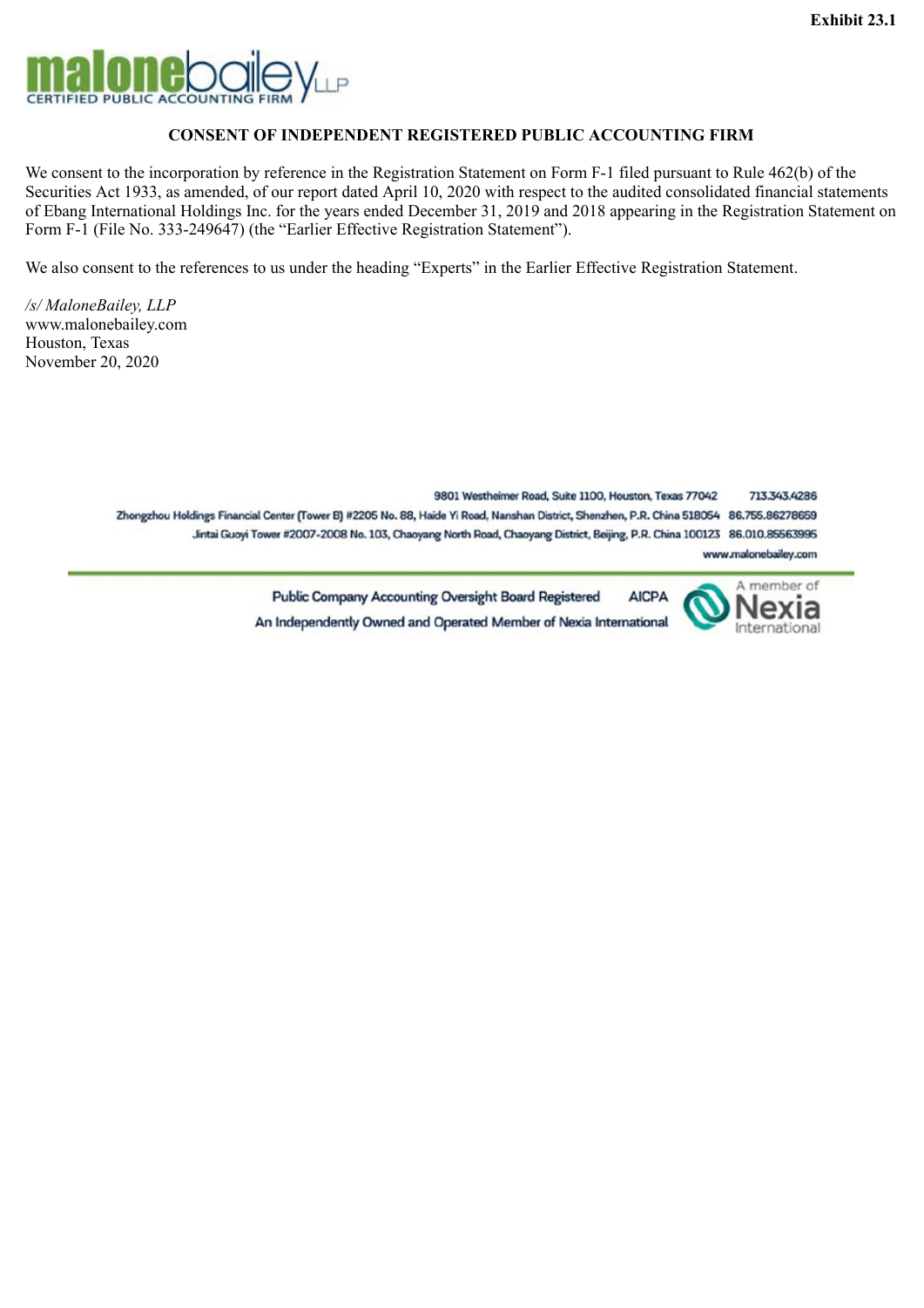Exhibit 23.1

malonebailey LLP
CERTIFIED PUBLIC ACCOUNTING FIRM

**CONSENT OF INDEPENDENT REGISTERED PUBLIC ACCOUNTING FIRM**

We consent to the incorporation by reference in the Registration Statement on Form F-1 filed pursuant to Rule 462(b) of the Securities Act 1933, as amended, of our report dated April 10, 2020 with respect to the audited consolidated financial statements of Ebang International Holdings Inc. for the years ended December 31, 2019 and 2018 appearing in the Registration Statement on Form F-1 (File No. 333-249647) (the "Earlier Effective Registration Statement").

We also consent to the references to us under the heading "Experts" in the Earlier Effective Registration Statement.

*/s/ MaloneBailey, LLP*
www.malonebailey.com
Houston, Texas
November 20, 2020

9801 Westheimer Road, Suite 1100, Houston, Texas 77042 713.343.4286
Zhongzhou Holdings Financial Center (Tower B) #2205 No. 88, Haide Yi Road, Nanshan District, Shenzhen, P.R. China 518054 86.755.86278659
Jintai Guoyi Tower #2007-2008 No. 103, Chaoyang North Road, Chaoyang District, Beijing, P.R. China 100123 86.010.85563995
www.malonebailey.com

Public Company Accounting Oversight Board Registered AICPA
An Independently Owned and Operated Member of Nexia International
A member of Nexia International